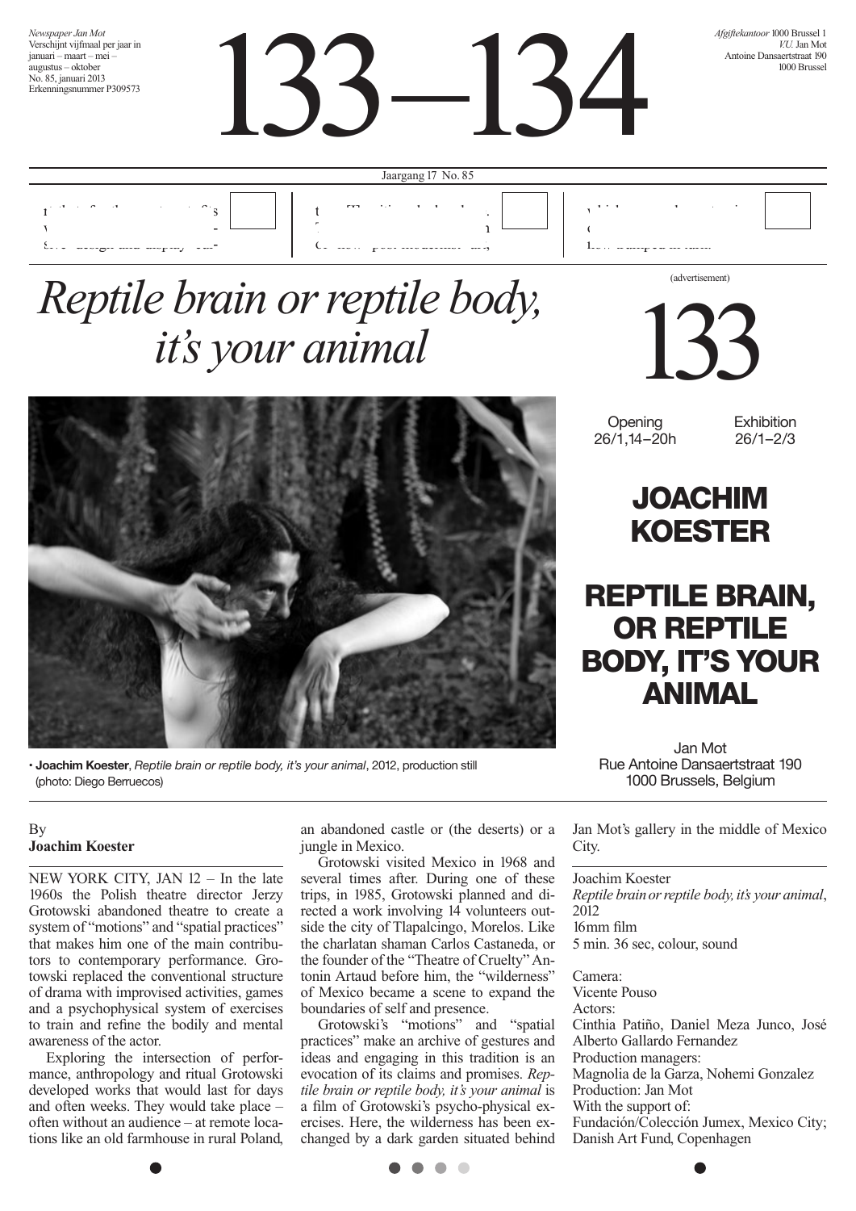*Newspaper Jan Mot*
Verschijnt vijfmaal per jaar in januari – maart – mei – augustus – oktober
No. 85, januari 2013
Erkenningsnummer P309573

# 133–134

*Afgiftekantoor* 1000 Brussel 1
*V.U.* Jan Mot
Antoine Dansaertstraat 190
1000 Brussel

Jaargang 17 No. 85

# *Reptile brain or reptile body, it's your animal*

• **Joachim Koester**, *Reptile brain or reptile body, it's your animal*, 2012, production still (photo: Diego Berruecos)

(advertisement)

## 133

Opening 26/1,14–20h

Exhibition 26/1–2/3

## JOACHIM KOESTER

## REPTILE BRAIN, OR REPTILE BODY, IT'S YOUR ANIMAL

Jan Mot
Rue Antoine Dansaertstraat 190
1000 Brussels, Belgium

By
**Joachim Koester**

NEW YORK CITY, JAN 12 – In the late 1960s the Polish theatre director Jerzy Grotowski abandoned theatre to create a system of "motions" and "spatial practices" that makes him one of the main contributors to contemporary performance. Grotowski replaced the conventional structure of drama with improvised activities, games and a psychophysical system of exercises to train and refine the bodily and mental awareness of the actor.

Exploring the intersection of performance, anthropology and ritual Grotowski developed works that would last for days and often weeks. They would take place – often without an audience – at remote locations like an old farmhouse in rural Poland, an abandoned castle or (the deserts) or a jungle in Mexico.

Grotowski visited Mexico in 1968 and several times after. During one of these trips, in 1985, Grotowski planned and directed a work involving 14 volunteers outside the city of Tlapalcingo, Morelos. Like the charlatan shaman Carlos Castaneda, or the founder of the "Theatre of Cruelty" Antonin Artaud before him, the "wilderness" of Mexico became a scene to expand the boundaries of self and presence.

Grotowski's "motions" and "spatial practices" make an archive of gestures and ideas and engaging in this tradition is an evocation of its claims and promises. *Reptile brain or reptile body, it's your animal* is a film of Grotowski's psycho-physical exercises. Here, the wilderness has been exchanged by a dark garden situated behind Jan Mot's gallery in the middle of Mexico City.

Joachim Koester
*Reptile brain or reptile body, it's your animal*, 2012
16mm film
5 min. 36 sec, colour, sound

Camera:
Vicente Pouso
Actors:
Cinthia Patiño, Daniel Meza Junco, José Alberto Gallardo Fernandez
Production managers:
Magnolia de la Garza, Nohemi Gonzalez
Production: Jan Mot
With the support of:
Fundación/Colección Jumex, Mexico City; Danish Art Fund, Copenhagen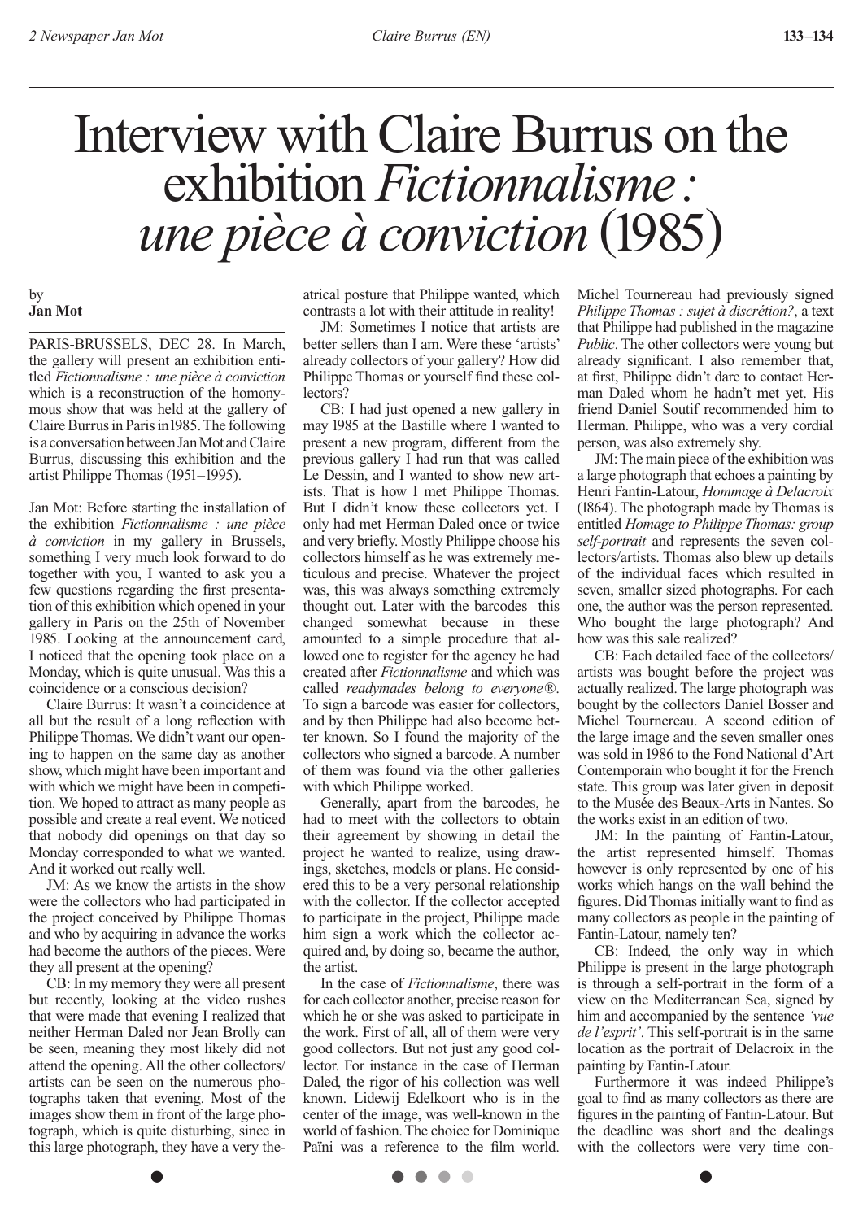# Interview with Claire Burrus on the exhibition *Fictionnalisme : une pièce à conviction* (1985)

by
**Jan Mot**

PARIS-BRUSSELS, DEC 28. In March, the gallery will present an exhibition entitled *Fictionnalisme : une pièce à conviction* which is a reconstruction of the homonymous show that was held at the gallery of Claire Burrus in Paris in 1985. The following is a conversation between Jan Mot and Claire Burrus, discussing this exhibition and the artist Philippe Thomas (1951–1995).

Jan Mot: Before starting the installation of the exhibition *Fictionnalisme : une pièce à conviction* in my gallery in Brussels, something I very much look forward to do together with you, I wanted to ask you a few questions regarding the first presentation of this exhibition which opened in your gallery in Paris on the 25th of November 1985. Looking at the announcement card, I noticed that the opening took place on a Monday, which is quite unusual. Was this a coincidence or a conscious decision?

Claire Burrus: It wasn't a coincidence at all but the result of a long reflection with Philippe Thomas. We didn't want our opening to happen on the same day as another show, which might have been important and with which we might have been in competition. We hoped to attract as many people as possible and create a real event. We noticed that nobody did openings on that day so Monday corresponded to what we wanted. And it worked out really well.

JM: As we know the artists in the show were the collectors who had participated in the project conceived by Philippe Thomas and who by acquiring in advance the works had become the authors of the pieces. Were they all present at the opening?

CB: In my memory they were all present but recently, looking at the video rushes that were made that evening I realized that neither Herman Daled nor Jean Brolly can be seen, meaning they most likely did not attend the opening. All the other collectors/artists can be seen on the numerous photographs taken that evening. Most of the images show them in front of the large photograph, which is quite disturbing, since in this large photograph, they have a very theatrical posture that Philippe wanted, which contrasts a lot with their attitude in reality!

JM: Sometimes I notice that artists are better sellers than I am. Were these 'artists' already collectors of your gallery? How did Philippe Thomas or yourself find these collectors?

CB: I had just opened a new gallery in may 1985 at the Bastille where I wanted to present a new program, different from the previous gallery I had run that was called Le Dessin, and I wanted to show new artists. That is how I met Philippe Thomas. But I didn't know these collectors yet. I only had met Herman Daled once or twice and very briefly. Mostly Philippe choose his collectors himself as he was extremely meticulous and precise. Whatever the project was, this was always something extremely thought out. Later with the barcodes this changed somewhat because in these amounted to a simple procedure that allowed one to register for the agency he had created after *Fictionnalisme* and which was called *readymades belong to everyone®*. To sign a barcode was easier for collectors, and by then Philippe had also become better known. So I found the majority of the collectors who signed a barcode. A number of them was found via the other galleries with which Philippe worked.

Generally, apart from the barcodes, he had to meet with the collectors to obtain their agreement by showing in detail the project he wanted to realize, using drawings, sketches, models or plans. He considered this to be a very personal relationship with the collector. If the collector accepted to participate in the project, Philippe made him sign a work which the collector acquired and, by doing so, became the author, the artist.

In the case of *Fictionnalisme*, there was for each collector another, precise reason for which he or she was asked to participate in the work. First of all, all of them were very good collectors. But not just any good collector. For instance in the case of Herman Daled, the rigor of his collection was well known. Lidewij Edelkoort who is in the center of the image, was well-known in the world of fashion. The choice for Dominique Païni was a reference to the film world. Michel Tournereau had previously signed *Philippe Thomas : sujet à discrétion?*, a text that Philippe had published in the magazine *Public*. The other collectors were young but already significant. I also remember that, at first, Philippe didn't dare to contact Herman Daled whom he hadn't met yet. His friend Daniel Soutif recommended him to Herman. Philippe, who was a very cordial person, was also extremely shy.

JM: The main piece of the exhibition was a large photograph that echoes a painting by Henri Fantin-Latour, *Hommage à Delacroix* (1864). The photograph made by Thomas is entitled *Homage to Philippe Thomas: group self-portrait* and represents the seven collectors/artists. Thomas also blew up details of the individual faces which resulted in seven, smaller sized photographs. For each one, the author was the person represented. Who bought the large photograph? And how was this sale realized?

CB: Each detailed face of the collectors/artists was bought before the project was actually realized. The large photograph was bought by the collectors Daniel Bosser and Michel Tournereau. A second edition of the large image and the seven smaller ones was sold in 1986 to the Fond National d'Art Contemporain who bought it for the French state. This group was later given in deposit to the Musée des Beaux-Arts in Nantes. So the works exist in an edition of two.

JM: In the painting of Fantin-Latour, the artist represented himself. Thomas however is only represented by one of his works which hangs on the wall behind the figures. Did Thomas initially want to find as many collectors as people in the painting of Fantin-Latour, namely ten?

CB: Indeed, the only way in which Philippe is present in the large photograph is through a self-portrait in the form of a view on the Mediterranean Sea, signed by him and accompanied by the sentence *'vue de l'esprit'*. This self-portrait is in the same location as the portrait of Delacroix in the painting by Fantin-Latour.

Furthermore it was indeed Philippe's goal to find as many collectors as there are figures in the painting of Fantin-Latour. But the deadline was short and the dealings with the collectors were very time con-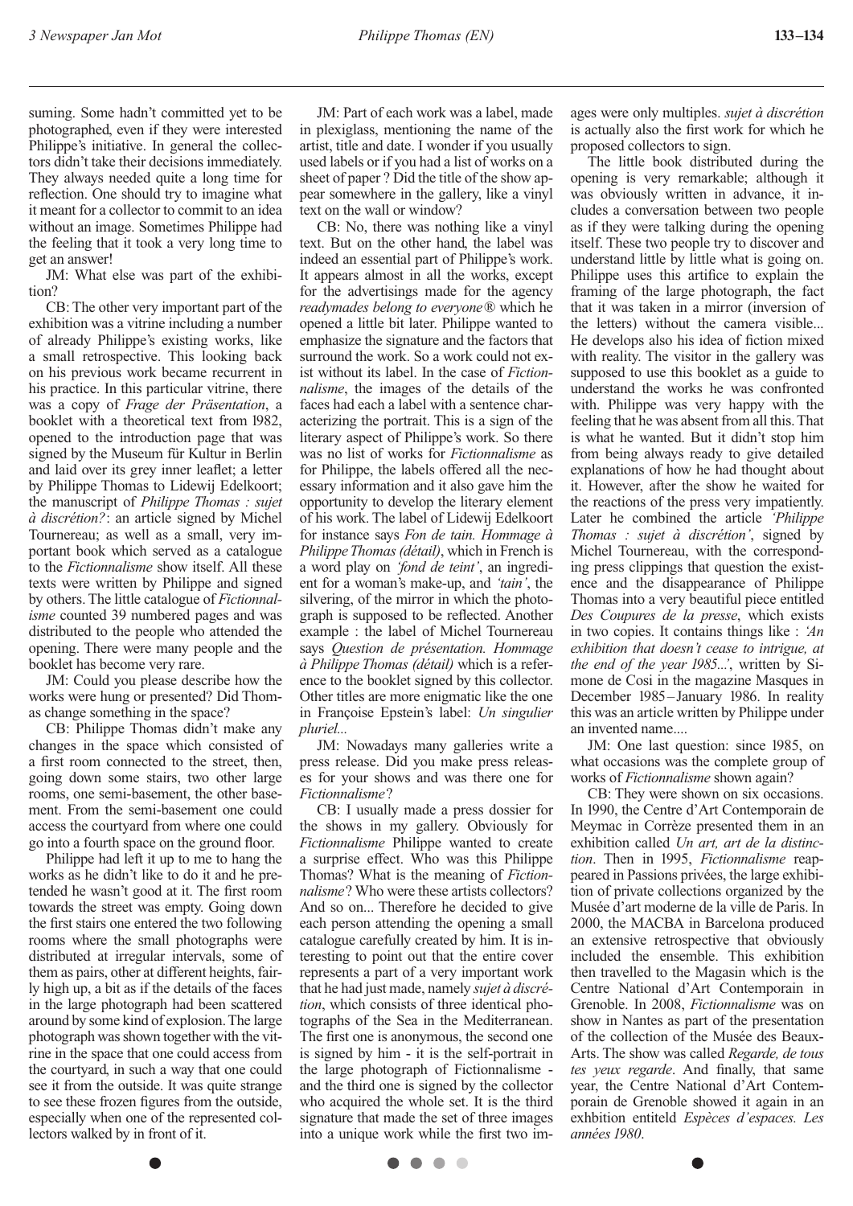suming. Some hadn't committed yet to be photographed, even if they were interested Philippe's initiative. In general the collectors didn't take their decisions immediately. They always needed quite a long time for reflection. One should try to imagine what it meant for a collector to commit to an idea without an image. Sometimes Philippe had the feeling that it took a very long time to get an answer!

JM: What else was part of the exhibition?

CB: The other very important part of the exhibition was a vitrine including a number of already Philippe's existing works, like a small retrospective. This looking back on his previous work became recurrent in his practice. In this particular vitrine, there was a copy of *Frage der Präsentation*, a booklet with a theoretical text from 1982, opened to the introduction page that was signed by the Museum für Kultur in Berlin and laid over its grey inner leaflet; a letter by Philippe Thomas to Lidewij Edelkoort; the manuscript of *Philippe Thomas : sujet à discrétion?*: an article signed by Michel Tournereau; as well as a small, very important book which served as a catalogue to the *Fictionnalisme* show itself. All these texts were written by Philippe and signed by others. The little catalogue of *Fictionnalisme* counted 39 numbered pages and was distributed to the people who attended the opening. There were many people and the booklet has become very rare.

JM: Could you please describe how the works were hung or presented? Did Thomas change something in the space?

CB: Philippe Thomas didn't make any changes in the space which consisted of a first room connected to the street, then, going down some stairs, two other large rooms, one semi-basement, the other basement. From the semi-basement one could access the courtyard from where one could go into a fourth space on the ground floor.

Philippe had left it up to me to hang the works as he didn't like to do it and he pretended he wasn't good at it. The first room towards the street was empty. Going down the first stairs one entered the two following rooms where the small photographs were distributed at irregular intervals, some of them as pairs, other at different heights, fairly high up, a bit as if the details of the faces in the large photograph had been scattered around by some kind of explosion. The large photograph was shown together with the vitrine in the space that one could access from the courtyard, in such a way that one could see it from the outside. It was quite strange to see these frozen figures from the outside, especially when one of the represented collectors walked by in front of it.

JM: Part of each work was a label, made in plexiglass, mentioning the name of the artist, title and date. I wonder if you usually used labels or if you had a list of works on a sheet of paper ? Did the title of the show appear somewhere in the gallery, like a vinyl text on the wall or window?

CB: No, there was nothing like a vinyl text. But on the other hand, the label was indeed an essential part of Philippe's work. It appears almost in all the works, except for the advertisings made for the agency *readymades belong to everyone®* which he opened a little bit later. Philippe wanted to emphasize the signature and the factors that surround the work. So a work could not exist without its label. In the case of *Fictionnalisme*, the images of the details of the faces had each a label with a sentence characterizing the portrait. This is a sign of the literary aspect of Philippe's work. So there was no list of works for *Fictionnalisme* as for Philippe, the labels offered all the necessary information and it also gave him the opportunity to develop the literary element of his work. The label of Lidewij Edelkoort for instance says *Fon de tain. Hommage à Philippe Thomas (détail)*, which in French is a word play on *'fond de teint'*, an ingredient for a woman's make-up, and *'tain'*, the silvering, of the mirror in which the photograph is supposed to be reflected. Another example : the label of Michel Tournereau says *Question de présentation. Hommage à Philippe Thomas (détail)* which is a reference to the booklet signed by this collector. Other titles are more enigmatic like the one in Françoise Epstein's label: *Un singulier pluriel...*

JM: Nowadays many galleries write a press release. Did you make press releases for your shows and was there one for *Fictionnalisme*?

CB: I usually made a press dossier for the shows in my gallery. Obviously for *Fictionnalisme* Philippe wanted to create a surprise effect. Who was this Philippe Thomas? What is the meaning of *Fictionnalisme*? Who were these artists collectors? And so on... Therefore he decided to give each person attending the opening a small catalogue carefully created by him. It is interesting to point out that the entire cover represents a part of a very important work that he had just made, namely *sujet à discrétion*, which consists of three identical photographs of the Sea in the Mediterranean. The first one is anonymous, the second one is signed by him - it is the self-portrait in the large photograph of Fictionnalisme - and the third one is signed by the collector who acquired the whole set. It is the third signature that made the set of three images into a unique work while the first two images were only multiples. *sujet à discrétion* is actually also the first work for which he proposed collectors to sign.

The little book distributed during the opening is very remarkable; although it was obviously written in advance, it includes a conversation between two people as if they were talking during the opening itself. These two people try to discover and understand little by little what is going on. Philippe uses this artifice to explain the framing of the large photograph, the fact that it was taken in a mirror (inversion of the letters) without the camera visible... He develops also his idea of fiction mixed with reality. The visitor in the gallery was supposed to use this booklet as a guide to understand the works he was confronted with. Philippe was very happy with the feeling that he was absent from all this. That is what he wanted. But it didn't stop him from being always ready to give detailed explanations of how he had thought about it. However, after the show he waited for the reactions of the press very impatiently. Later he combined the article *'Philippe Thomas : sujet à discrétion'*, signed by Michel Tournereau, with the corresponding press clippings that question the existence and the disappearance of Philippe Thomas into a very beautiful piece entitled *Des Coupures de la presse*, which exists in two copies. It contains things like : *'An exhibition that doesn't cease to intrigue, at the end of the year 1985...'*, written by Simone de Cosi in the magazine Masques in December 1985 – January 1986. In reality this was an article written by Philippe under an invented name....

JM: One last question: since 1985, on what occasions was the complete group of works of *Fictionnalisme* shown again?

CB: They were shown on six occasions. In 1990, the Centre d'Art Contemporain de Meymac in Corrèze presented them in an exhibition called *Un art, art de la distinction*. Then in 1995, *Fictionnalisme* reappeared in Passions privées, the large exhibition of private collections organized by the Musée d'art moderne de la ville de Paris. In 2000, the MACBA in Barcelona produced an extensive retrospective that obviously included the ensemble. This exhibition then travelled to the Magasin which is the Centre National d'Art Contemporain in Grenoble. In 2008, *Fictionnalisme* was on show in Nantes as part of the presentation of the collection of the Musée des Beaux-Arts. The show was called *Regarde, de tous tes yeux regarde*. And finally, that same year, the Centre National d'Art Contemporain de Grenoble showed it again in an exhbition entiteld *Espèces d'espaces. Les années 1980*.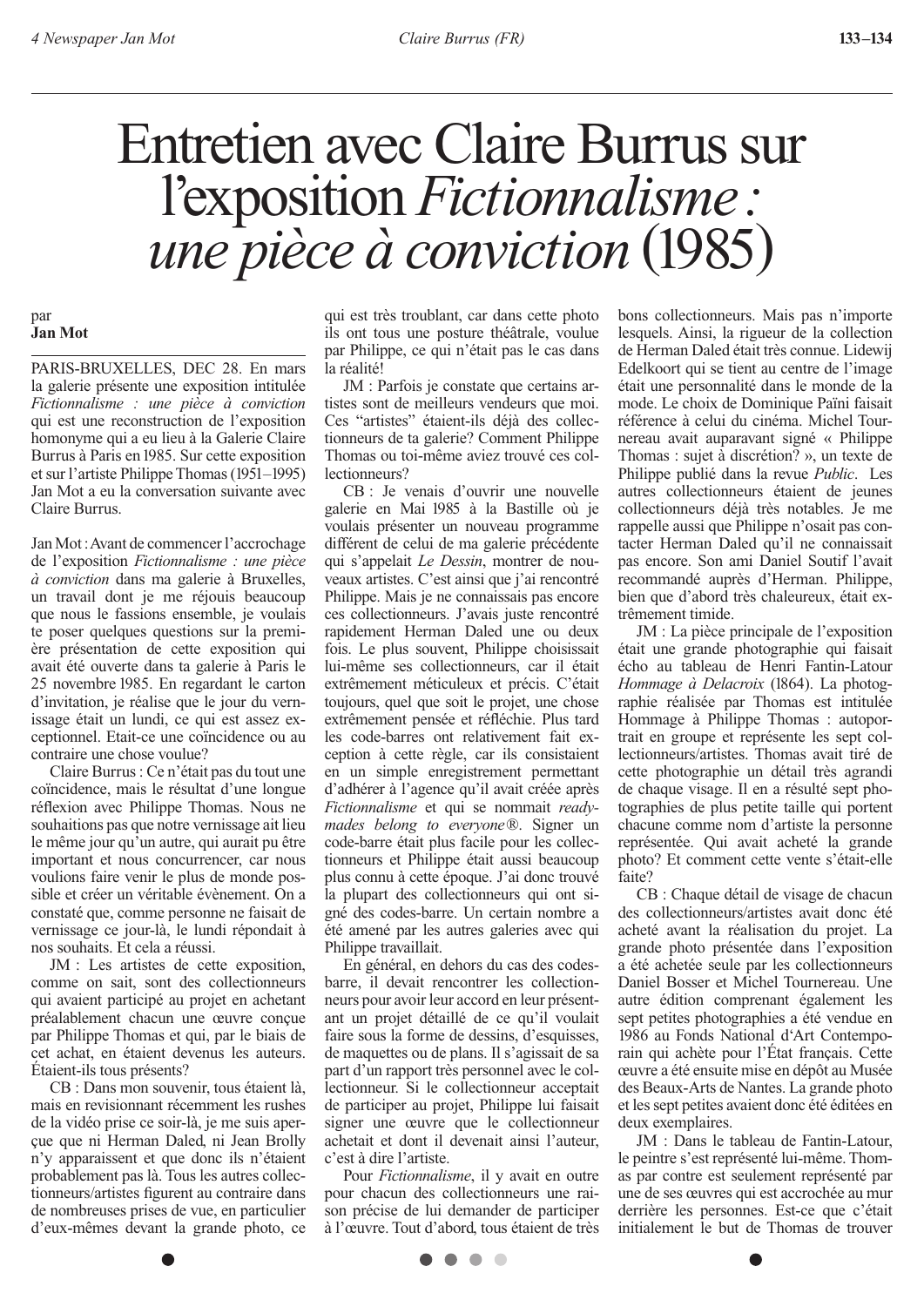# Entretien avec Claire Burrus sur l'exposition *Fictionnalisme : une pièce à conviction* (1985)

par
**Jan Mot**

PARIS-BRUXELLES, DEC 28. En mars la galerie présente une exposition intitulée *Fictionnalisme : une pièce à conviction* qui est une reconstruction de l'exposition homonyme qui a eu lieu à la Galerie Claire Burrus à Paris en 1985. Sur cette exposition et sur l'artiste Philippe Thomas (1951–1995) Jan Mot a eu la conversation suivante avec Claire Burrus.

Jan Mot : Avant de commencer l'accrochage de l'exposition *Fictionnalisme : une pièce à conviction* dans ma galerie à Bruxelles, un travail dont je me réjouis beaucoup que nous le fassions ensemble, je voulais te poser quelques questions sur la première présentation de cette exposition qui avait été ouverte dans ta galerie à Paris le 25 novembre 1985. En regardant le carton d'invitation, je réalise que le jour du vernissage était un lundi, ce qui est assez exceptionnel. Etait-ce une coïncidence ou au contraire une chose voulue?

Claire Burrus : Ce n'était pas du tout une coïncidence, mais le résultat d'une longue réflexion avec Philippe Thomas. Nous ne souhaitions pas que notre vernissage ait lieu le même jour qu'un autre, qui aurait pu être important et nous concurrencer, car nous voulions faire venir le plus de monde possible et créer un véritable évènement. On a constaté que, comme personne ne faisait de vernissage ce jour-là, le lundi répondait à nos souhaits. Et cela a réussi.

JM : Les artistes de cette exposition, comme on sait, sont des collectionneurs qui avaient participé au projet en achetant préalablement chacun une œuvre conçue par Philippe Thomas et qui, par le biais de cet achat, en étaient devenus les auteurs. Étaient-ils tous présents?

CB : Dans mon souvenir, tous étaient là, mais en revisionnant récemment les rushes de la vidéo prise ce soir-là, je me suis aperçue que ni Herman Daled, ni Jean Brolly n'y apparaissent et que donc ils n'étaient probablement pas là. Tous les autres collectionneurs/artistes figurent au contraire dans de nombreuses prises de vue, en particulier d'eux-mêmes devant la grande photo, ce qui est très troublant, car dans cette photo ils ont tous une posture théâtrale, voulue par Philippe, ce qui n'était pas le cas dans la réalité!

JM : Parfois je constate que certains artistes sont de meilleurs vendeurs que moi. Ces "artistes" étaient-ils déjà des collectionneurs de ta galerie? Comment Philippe Thomas ou toi-même aviez trouvé ces collectionneurs?

CB : Je venais d'ouvrir une nouvelle galerie en Mai 1985 à la Bastille où je voulais présenter un nouveau programme différent de celui de ma galerie précédente qui s'appelait *Le Dessin*, montrer de nouveaux artistes. C'est ainsi que j'ai rencontré Philippe. Mais je ne connaissais pas encore ces collectionneurs. J'avais juste rencontré rapidement Herman Daled une ou deux fois. Le plus souvent, Philippe choisissait lui-même ses collectionneurs, car il était extrêmement méticuleux et précis. C'était toujours, quel que soit le projet, une chose extrêmement pensée et réfléchie. Plus tard les code-barres ont relativement fait exception à cette règle, car ils consistaient en un simple enregistrement permettant d'adhérer à l'agence qu'il avait créée après *Fictionnalisme* et qui se nommait *readymades belong to everyone®*. Signer un code-barre était plus facile pour les collectionneurs et Philippe était aussi beaucoup plus connu à cette époque. J'ai donc trouvé la plupart des collectionneurs qui ont signé des codes-barre. Un certain nombre a été amené par les autres galeries avec qui Philippe travaillait.

En général, en dehors du cas des codes-barre, il devait rencontrer les collectionneurs pour avoir leur accord en leur présentant un projet détaillé de ce qu'il voulait faire sous la forme de dessins, d'esquisses, de maquettes ou de plans. Il s'agissait de sa part d'un rapport très personnel avec le collectionneur. Si le collectionneur acceptait de participer au projet, Philippe lui faisait signer une œuvre que le collectionneur achetait et dont il devenait ainsi l'auteur, c'est à dire l'artiste.

Pour *Fictionnalisme*, il y avait en outre pour chacun des collectionneurs une raison précise de lui demander de participer à l'œuvre. Tout d'abord, tous étaient de très bons collectionneurs. Mais pas n'importe lesquels. Ainsi, la rigueur de la collection de Herman Daled était très connue. Lidewij Edelkoort qui se tient au centre de l'image était une personnalité dans le monde de la mode. Le choix de Dominique Païni faisait référence à celui du cinéma. Michel Tournereau avait auparavant signé « Philippe Thomas : sujet à discrétion? », un texte de Philippe publié dans la revue *Public*. Les autres collectionneurs étaient de jeunes collectionneurs déjà très notables. Je me rappelle aussi que Philippe n'osait pas contacter Herman Daled qu'il ne connaissait pas encore. Son ami Daniel Soutif l'avait recommandé auprès d'Herman. Philippe, bien que d'abord très chaleureux, était extrêmement timide.

JM : La pièce principale de l'exposition était une grande photographie qui faisait écho au tableau de Henri Fantin-Latour *Hommage à Delacroix* (1864). La photographie réalisée par Thomas est intitulée Hommage à Philippe Thomas : autoportrait en groupe et représente les sept collectionneurs/artistes. Thomas avait tiré de cette photographie un détail très agrandi de chaque visage. Il en a résulté sept photographies de plus petite taille qui portent chacune comme nom d'artiste la personne représentée. Qui avait acheté la grande photo? Et comment cette vente s'était-elle faite?

CB : Chaque détail de visage de chacun des collectionneurs/artistes avait donc été acheté avant la réalisation du projet. La grande photo présentée dans l'exposition a été achetée seule par les collectionneurs Daniel Bosser et Michel Tournereau. Une autre édition comprenant également les sept petites photographies a été vendue en 1986 au Fonds National d'Art Contemporain qui achète pour l'État français. Cette œuvre a été ensuite mise en dépôt au Musée des Beaux-Arts de Nantes. La grande photo et les sept petites avaient donc été éditées en deux exemplaires.

JM : Dans le tableau de Fantin-Latour, le peintre s'est représenté lui-même. Thomas par contre est seulement représenté par une de ses œuvres qui est accrochée au mur derrière les personnes. Est-ce que c'était initialement le but de Thomas de trouver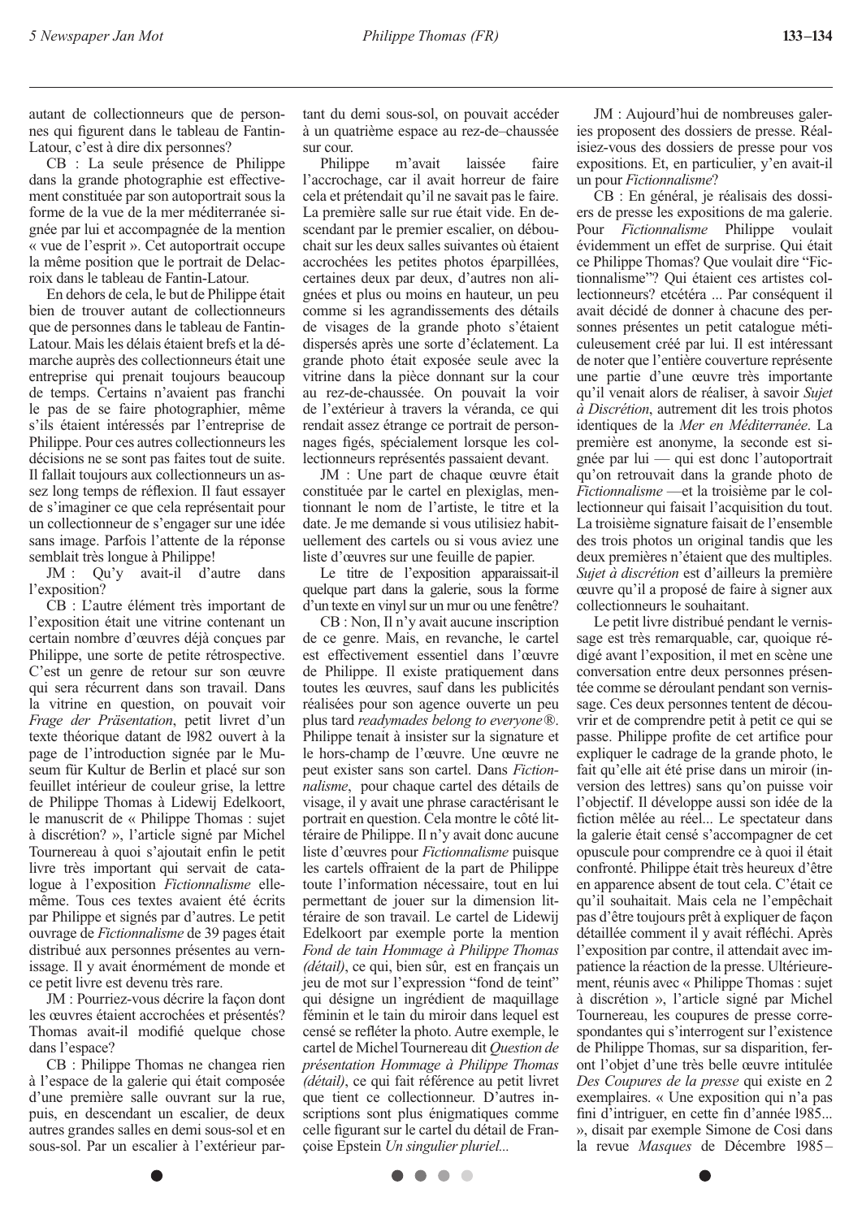autant de collectionneurs que de personnes qui figurent dans le tableau de Fantin-Latour, c'est à dire dix personnes?

CB : La seule présence de Philippe dans la grande photographie est effectivement constituée par son autoportrait sous la forme de la vue de la mer méditerranée signée par lui et accompagnée de la mention « vue de l'esprit ». Cet autoportrait occupe la même position que le portrait de Delacroix dans le tableau de Fantin-Latour.

En dehors de cela, le but de Philippe était bien de trouver autant de collectionneurs que de personnes dans le tableau de Fantin-Latour. Mais les délais étaient brefs et la démarche auprès des collectionneurs était une entreprise qui prenait toujours beaucoup de temps. Certains n'avaient pas franchi le pas de se faire photographier, même s'ils étaient intéressés par l'entreprise de Philippe. Pour ces autres collectionneurs les décisions ne se sont pas faites tout de suite. Il fallait toujours aux collectionneurs un assez long temps de réflexion. Il faut essayer de s'imaginer ce que cela représentait pour un collectionneur de s'engager sur une idée sans image. Parfois l'attente de la réponse semblait très longue à Philippe!

JM : Qu'y avait-il d'autre dans l'exposition?

CB : L'autre élément très important de l'exposition était une vitrine contenant un certain nombre d'œuvres déjà conçues par Philippe, une sorte de petite rétrospective. C'est un genre de retour sur son œuvre qui sera récurrent dans son travail. Dans la vitrine en question, on pouvait voir *Frage der Präsentation*, petit livret d'un texte théorique datant de 1982 ouvert à la page de l'introduction signée par le Museum für Kultur de Berlin et placé sur son feuillet intérieur de couleur grise, la lettre de Philippe Thomas à Lidewij Edelkoort, le manuscrit de « Philippe Thomas : sujet à discrétion? », l'article signé par Michel Tournereau à quoi s'ajoutait enfin le petit livre très important qui servait de catalogue à l'exposition *Fictionnalisme* elle-même. Tous ces textes avaient été écrits par Philippe et signés par d'autres. Le petit ouvrage de *Fictionnalisme* de 39 pages était distribué aux personnes présentes au vernissage. Il y avait énormément de monde et ce petit livre est devenu très rare.

JM : Pourriez-vous décrire la façon dont les œuvres étaient accrochées et présentés? Thomas avait-il modifié quelque chose dans l'espace?

CB : Philippe Thomas ne changea rien à l'espace de la galerie qui était composée d'une première salle ouvrant sur la rue, puis, en descendant un escalier, de deux autres grandes salles en demi sous-sol et en sous-sol. Par un escalier à l'extérieur partant du demi sous-sol, on pouvait accéder à un quatrième espace au rez-de–chaussée sur cour.

Philippe m'avait laissée faire l'accrochage, car il avait horreur de faire cela et prétendait qu'il ne savait pas le faire. La première salle sur rue était vide. En descendant par le premier escalier, on débouchait sur les deux salles suivantes où étaient accrochées les petites photos éparpillées, certaines deux par deux, d'autres non alignées et plus ou moins en hauteur, un peu comme si les agrandissements des détails de visages de la grande photo s'étaient dispersés après une sorte d'éclatement. La grande photo était exposée seule avec la vitrine dans la pièce donnant sur la cour au rez-de-chaussée. On pouvait la voir de l'extérieur à travers la véranda, ce qui rendait assez étrange ce portrait de personnages figés, spécialement lorsque les collectionneurs représentés passaient devant.

JM : Une part de chaque œuvre était constituée par le cartel en plexiglas, mentionnant le nom de l'artiste, le titre et la date. Je me demande si vous utilisiez habituellement des cartels ou si vous aviez une liste d'œuvres sur une feuille de papier.

Le titre de l'exposition apparaissait-il quelque part dans la galerie, sous la forme d'un texte en vinyl sur un mur ou une fenêtre?

CB : Non, Il n'y avait aucune inscription de ce genre. Mais, en revanche, le cartel est effectivement essentiel dans l'œuvre de Philippe. Il existe pratiquement dans toutes les œuvres, sauf dans les publicités réalisées pour son agence ouverte un peu plus tard *readymades belong to everyone®*. Philippe tenait à insister sur la signature et le hors-champ de l'œuvre. Une œuvre ne peut exister sans son cartel. Dans *Fictionnalisme*, pour chaque cartel des détails de visage, il y avait une phrase caractérisant le portrait en question. Cela montre le côté littéraire de Philippe. Il n'y avait donc aucune liste d'œuvres pour *Fictionnalisme* puisque les cartels offraient de la part de Philippe toute l'information nécessaire, tout en lui permettant de jouer sur la dimension littéraire de son travail. Le cartel de Lidewij Edelkoort par exemple porte la mention *Fond de tain Hommage à Philippe Thomas (détail)*, ce qui, bien sûr, est en français un jeu de mot sur l'expression "fond de teint" qui désigne un ingrédient de maquillage féminin et le tain du miroir dans lequel est censé se refléter la photo. Autre exemple, le cartel de Michel Tournereau dit *Question de présentation Hommage à Philippe Thomas (détail)*, ce qui fait référence au petit livret que tient ce collectionneur. D'autres inscriptions sont plus énigmatiques comme celle figurant sur le cartel du détail de Françoise Epstein *Un singulier pluriel...*

JM : Aujourd'hui de nombreuses galeries proposent des dossiers de presse. Réalisiez-vous des dossiers de presse pour vos expositions. Et, en particulier, y'en avait-il un pour *Fictionnalisme*?

CB : En général, je réalisais des dossiers de presse les expositions de ma galerie. Pour *Fictionnalisme* Philippe voulait évidemment un effet de surprise. Qui était ce Philippe Thomas? Que voulait dire "Fictionnalisme"? Qui étaient ces artistes collectionneurs? etcétéra ... Par conséquent il avait décidé de donner à chacune des personnes présentes un petit catalogue méticuleusement créé par lui. Il est intéressant de noter que l'entière couverture représente une partie d'une œuvre très importante qu'il venait alors de réaliser, à savoir *Sujet à Discrétion*, autrement dit les trois photos identiques de la *Mer en Méditerranée*. La première est anonyme, la seconde est signée par lui — qui est donc l'autoportrait qu'on retrouvait dans la grande photo de *Fictionnalisme* —et la troisième par le collectionneur qui faisait l'acquisition du tout. La troisième signature faisait de l'ensemble des trois photos un original tandis que les deux premières n'étaient que des multiples. *Sujet à discrétion* est d'ailleurs la première œuvre qu'il a proposé de faire à signer aux collectionneurs le souhaitant.

Le petit livre distribué pendant le vernissage est très remarquable, car, quoique rédigé avant l'exposition, il met en scène une conversation entre deux personnes présentée comme se déroulant pendant son vernissage. Ces deux personnes tentent de découvrir et de comprendre petit à petit ce qui se passe. Philippe profite de cet artifice pour expliquer le cadrage de la grande photo, le fait qu'elle ait été prise dans un miroir (inversion des lettres) sans qu'on puisse voir l'objectif. Il développe aussi son idée de la fiction mêlée au réel... Le spectateur dans la galerie était censé s'accompagner de cet opuscule pour comprendre ce à quoi il était confronté. Philippe était très heureux d'être en apparence absent de tout cela. C'était ce qu'il souhaitait. Mais cela ne l'empêchait pas d'être toujours prêt à expliquer de façon détaillée comment il y avait réfléchi. Après l'exposition par contre, il attendait avec impatience la réaction de la presse. Ultérieurement, réunis avec « Philippe Thomas : sujet à discrétion », l'article signé par Michel Tournereau, les coupures de presse correspondantes qui s'interrogent sur l'existence de Philippe Thomas, sur sa disparition, feront l'objet d'une très belle œuvre intitulée *Des Coupures de la presse* qui existe en 2 exemplaires. « Une exposition qui n'a pas fini d'intriguer, en cette fin d'année 1985... », disait par exemple Simone de Cosi dans la revue *Masques* de Décembre 1985–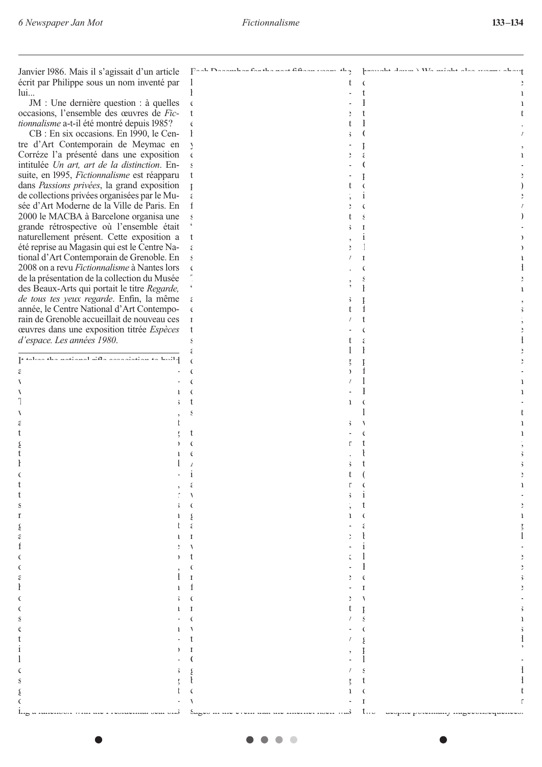Janvier 1986. Mais il s'agissait d'un article écrit par Philippe sous un nom inventé par lui...

JM : Une dernière question : à quelles occasions, l'ensemble des œuvres de *Fictionnalisme* a-t-il été montré depuis 1985 ?

CB : En six occasions. En 1990, le Centre d'Art Contemporain de Meymac en Corréze l'a présenté dans une exposition intitulée *Un art, art de la distinction*. Ensuite, en 1995, *Fictionnalisme* est réapparu dans *Passions privées*, la grand exposition de collections privées organisées par le Musée d'Art Moderne de la Ville de Paris. En 2000 le MACBA à Barcelone organisa une grande rétrospective où l'ensemble était naturellement présent. Cette exposition a été reprise au Magasin qui est le Centre National d'Art Contemporain de Grenoble. En 2008 on a revu *Fictionnalisme* à Nantes lors de la présentation de la collection du Musée des Beaux-Arts qui portait le titre *Regarde, de tous tes yeux regarde*. Enfin, la même année, le Centre National d'Art Contemporain de Grenoble accueillait de nouveau ces œuvres dans une exposition titrée *Espèces d'espace. Les années 1980*.

---

It takes the national rifle association to build

ing a lunchbox with the Presidential seal and

Each December for the past fifteen years, the

sages in the event that the internet itself was

brought down.) We might also worry about

two — despite potentially hugeconsequences.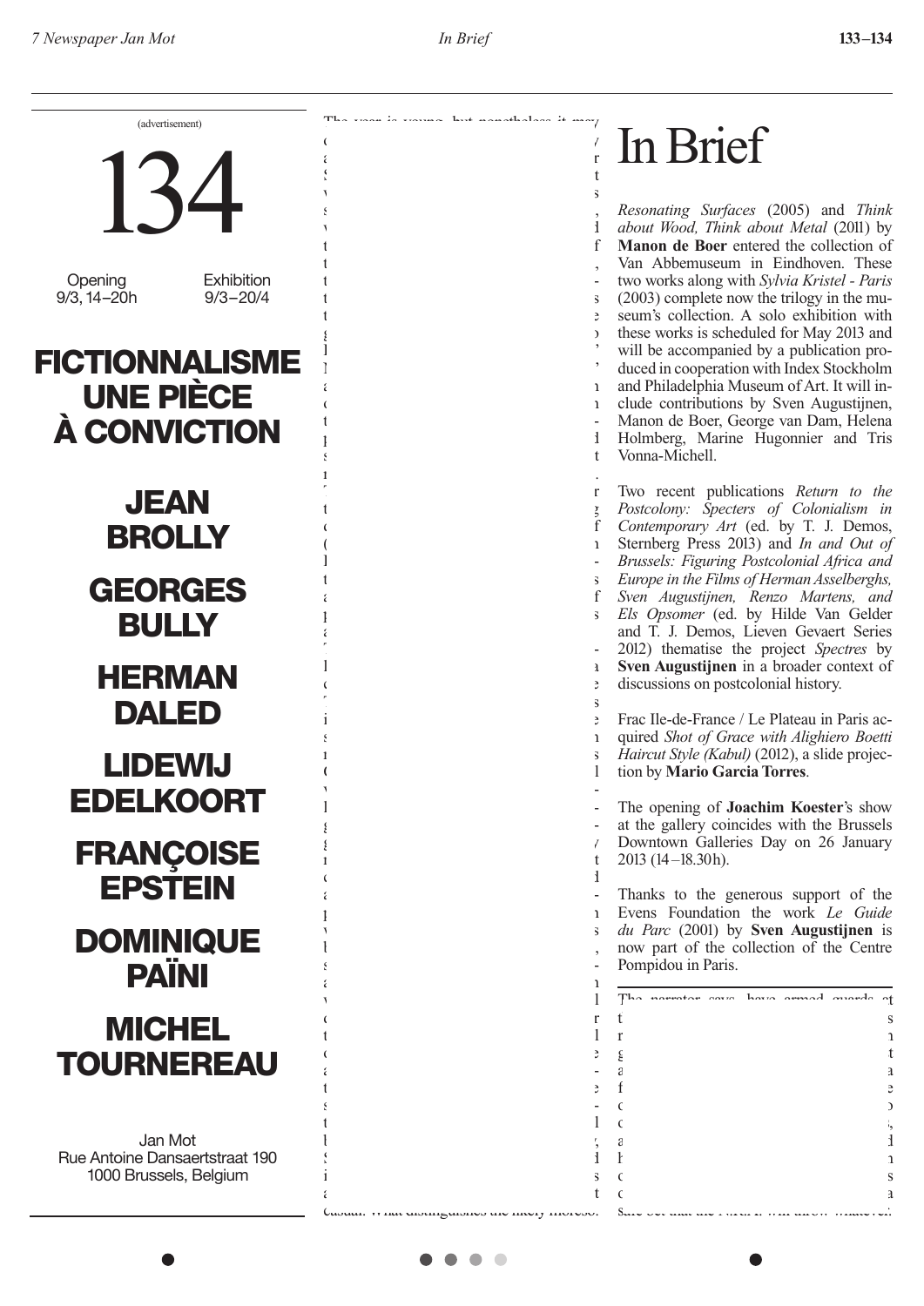(advertisement)

# 134

Opening 9/3, 14–20h

Exhibition 9/3–20/4

## FICTIONNALISME UNE PIÈCE À CONVICTION

## JEAN BROLLY

## GEORGES BULLY

## HERMAN DALED

## LIDEWIJ EDELKOORT

## FRANÇOISE EPSTEIN

## DOMINIQUE PAÏNI

## MICHEL TOURNEREAU

Jan Mot
Rue Antoine Dansaertstraat 190
1000 Brussels, Belgium

# In Brief

*Resonating Surfaces* (2005) and *Think about Wood, Think about Metal* (2011) by **Manon de Boer** entered the collection of Van Abbemuseum in Eindhoven. These two works along with *Sylvia Kristel - Paris* (2003) complete now the trilogy in the museum's collection. A solo exhibition with these works is scheduled for May 2013 and will be accompanied by a publication produced in cooperation with Index Stockholm and Philadelphia Museum of Art. It will include contributions by Sven Augustijnen, Manon de Boer, George van Dam, Helena Holmberg, Marine Hugonnier and Tris Vonna-Michell.

Two recent publications *Return to the Postcolony: Specters of Colonialism in Contemporary Art* (ed. by T. J. Demos, Sternberg Press 2013) and *In and Out of Brussels: Figuring Postcolonial Africa and Europe in the Films of Herman Asselberghs, Sven Augustijnen, Renzo Martens, and Els Opsomer* (ed. by Hilde Van Gelder and T. J. Demos, Lieven Gevaert Series 2012) thematise the project *Spectres* by **Sven Augustijnen** in a broader context of discussions on postcolonial history.

Frac Ile-de-France / Le Plateau in Paris acquired *Shot of Grace with Alighiero Boetti Haircut Style (Kabul)* (2012), a slide projection by **Mario Garcia Torres**.

The opening of **Joachim Koester**'s show at the gallery coincides with the Brussels Downtown Galleries Day on 26 January 2013 (14–18.30h).

Thanks to the generous support of the Evens Foundation the work *Le Guide du Parc* (2001) by **Sven Augustijnen** is now part of the collection of the Centre Pompidou in Paris.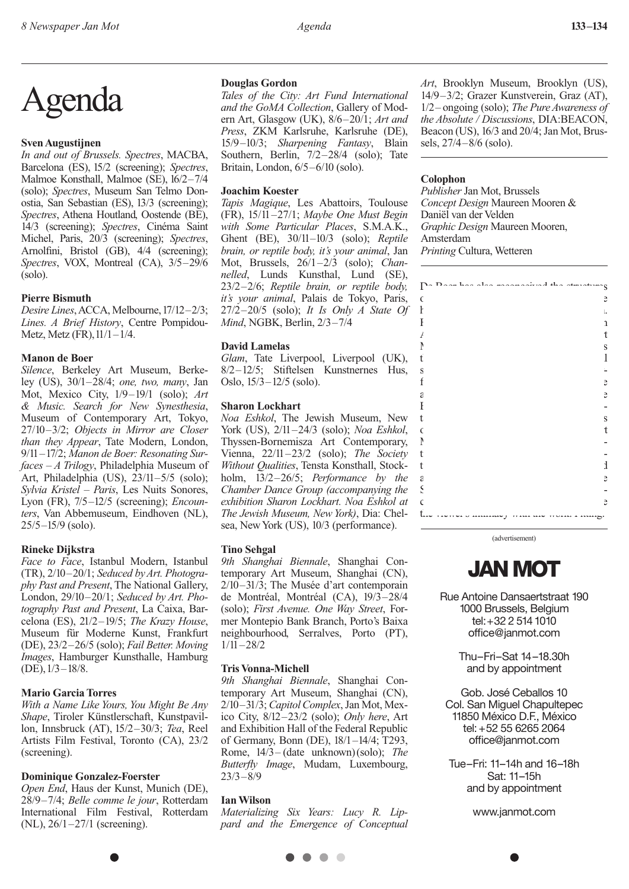# Agenda

**Sven Augustijnen**
*In and out of Brussels. Spectres*, MACBA, Barcelona (ES), 15/2 (screening); *Spectres*, Malmoe Konsthall, Malmoe (SE), 16/2–7/4 (solo); *Spectres*, Museum San Telmo Donostia, San Sebastian (ES), 13/3 (screening); *Spectres*, Athena Houtland, Oostende (BE), 14/3 (screening); *Spectres*, Cinéma Saint Michel, Paris, 20/3 (screening); *Spectres*, Arnolfini, Bristol (GB), 4/4 (screening); *Spectres*, VOX, Montreal (CA), 3/5–29/6 (solo).

**Pierre Bismuth**
*Desire Lines*, ACCA, Melbourne, 17/12–2/3; *Lines. A Brief History*, Centre Pompidou-Metz, Metz (FR), 11/1–1/4.

**Manon de Boer**
*Silence*, Berkeley Art Museum, Berkeley (US), 30/1–28/4; *one, two, many*, Jan Mot, Mexico City, 1/9–19/1 (solo); *Art & Music. Search for New Synesthesia*, Museum of Contemporary Art, Tokyo, 27/10–3/2; *Objects in Mirror are Closer than they Appear*, Tate Modern, London, 9/11–17/2; *Manon de Boer: Resonating Surfaces – A Trilogy*, Philadelphia Museum of Art, Philadelphia (US), 23/11–5/5 (solo); *Sylvia Kristel – Paris*, Les Nuits Sonores, Lyon (FR), 7/5–12/5 (screening); *Encounters*, Van Abbemuseum, Eindhoven (NL), 25/5–15/9 (solo).

**Rineke Dijkstra**
*Face to Face*, Istanbul Modern, Istanbul (TR), 2/10–20/1; *Seduced by Art. Photography Past and Present*, The National Gallery, London, 29/10–20/1; *Seduced by Art. Photography Past and Present*, La Caixa, Barcelona (ES), 21/2–19/5; *The Krazy House*, Museum für Moderne Kunst, Frankfurt (DE), 23/2–26/5 (solo); *Fail Better. Moving Images*, Hamburger Kunsthalle, Hamburg (DE), 1/3–18/8.

**Mario Garcia Torres**
*With a Name Like Yours, You Might Be Any Shape*, Tiroler Künstlerschaft, Kunstpavillon, Innsbruck (AT), 15/2–30/3; *Tea*, Reel Artists Film Festival, Toronto (CA), 23/2 (screening).

**Dominique Gonzalez-Foerster**
*Open End*, Haus der Kunst, Munich (DE), 28/9–7/4; *Belle comme le jour*, Rotterdam International Film Festival, Rotterdam (NL), 26/1–27/1 (screening).

**Douglas Gordon**
*Tales of the City: Art Fund International and the GoMA Collection*, Gallery of Modern Art, Glasgow (UK), 8/6–20/1; *Art and Press*, ZKM Karlsruhe, Karlsruhe (DE), 15/9–10/3; *Sharpening Fantasy*, Blain Southern, Berlin, 7/2–28/4 (solo); Tate Britain, London, 6/5–6/10 (solo).

**Joachim Koester**
*Tapis Magique*, Les Abattoirs, Toulouse (FR), 15/11–27/1; *Maybe One Must Begin with Some Particular Places*, S.M.A.K., Ghent (BE), 30/11–10/3 (solo); *Reptile brain, or reptile body, it's your animal*, Jan Mot, Brussels, 26/1–2/3 (solo); *Channelled*, Lunds Kunsthal, Lund (SE), 23/2–2/6; *Reptile brain, or reptile body, it's your animal*, Palais de Tokyo, Paris, 27/2–20/5 (solo); *It Is Only A State Of Mind*, NGBK, Berlin, 2/3–7/4

**David Lamelas**
*Glam*, Tate Liverpool, Liverpool (UK), 8/2–12/5; Stiftelsen Kunstnernes Hus, Oslo, 15/3–12/5 (solo).

**Sharon Lockhart**
*Noa Eshkol*, The Jewish Museum, New York (US), 2/11–24/3 (solo); *Noa Eshkol*, Thyssen-Bornemisza Art Contemporary, Vienna, 22/11–23/2 (solo); *The Society Without Qualities*, Tensta Konsthall, Stockholm, 13/2–26/5; *Performance by the Chamber Dance Group (accompanying the exhibition Sharon Lockhart. Noa Eshkol at The Jewish Museum, New York)*, Dia: Chelsea, New York (US), 10/3 (performance).

**Tino Sehgal**
*9th Shanghai Biennale*, Shanghai Contemporary Art Museum, Shanghai (CN), 2/10–31/3; The Musée d'art contemporain de Montréal, Montréal (CA), 19/3–28/4 (solo); *First Avenue. One Way Street*, Former Montepio Bank Branch, Porto's Baixa neighbourhood, Serralves, Porto (PT), 1/11–28/2

**Tris Vonna-Michell**
*9th Shanghai Biennale*, Shanghai Contemporary Art Museum, Shanghai (CN), 2/10–31/3; *Capitol Complex*, Jan Mot, Mexico City, 8/12–23/2 (solo); *Only here*, Art and Exhibition Hall of the Federal Republic of Germany, Bonn (DE), 18/1–14/4; T293, Rome, 14/3–(date unknown) (solo); *The Butterfly Image*, Mudam, Luxembourg, 23/3–8/9

**Ian Wilson**
*Materializing Six Years: Lucy R. Lippard and the Emergence of Conceptual Art*, Brooklyn Museum, Brooklyn (US), 14/9–3/2; Grazer Kunstverein, Graz (AT), 1/2–ongoing (solo); *The Pure Awareness of the Absolute / Discussions*, DIA:BEACON, Beacon (US), 16/3 and 20/4; Jan Mot, Brussels, 27/4–8/6 (solo).

**Colophon**
*Publisher* Jan Mot, Brussels
*Concept Design* Maureen Mooren & Daniël van der Velden
*Graphic Design* Maureen Mooren, Amsterdam
*Printing* Cultura, Wetteren

(advertisement)

**JAN MOT**

Rue Antoine Dansaertstraat 190
1000 Brussels, Belgium
tel: +32 2 514 1010
office@janmot.com

Thu–Fri–Sat 14–18.30h
and by appointment

Gob. José Ceballos 10
Col. San Miguel Chapultepec
11850 México D.F., México
tel: +52 55 6265 2064
office@janmot.com

Tue–Fri: 11–14h and 16–18h
Sat: 11–15h
and by appointment

www.janmot.com